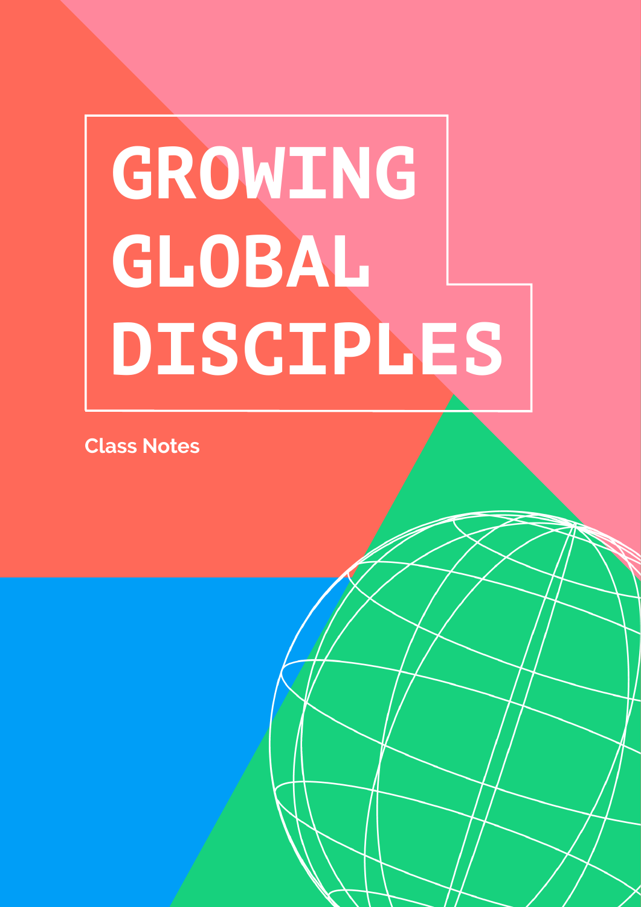# GROWING GLOBAL DISCIPLES

Class Notes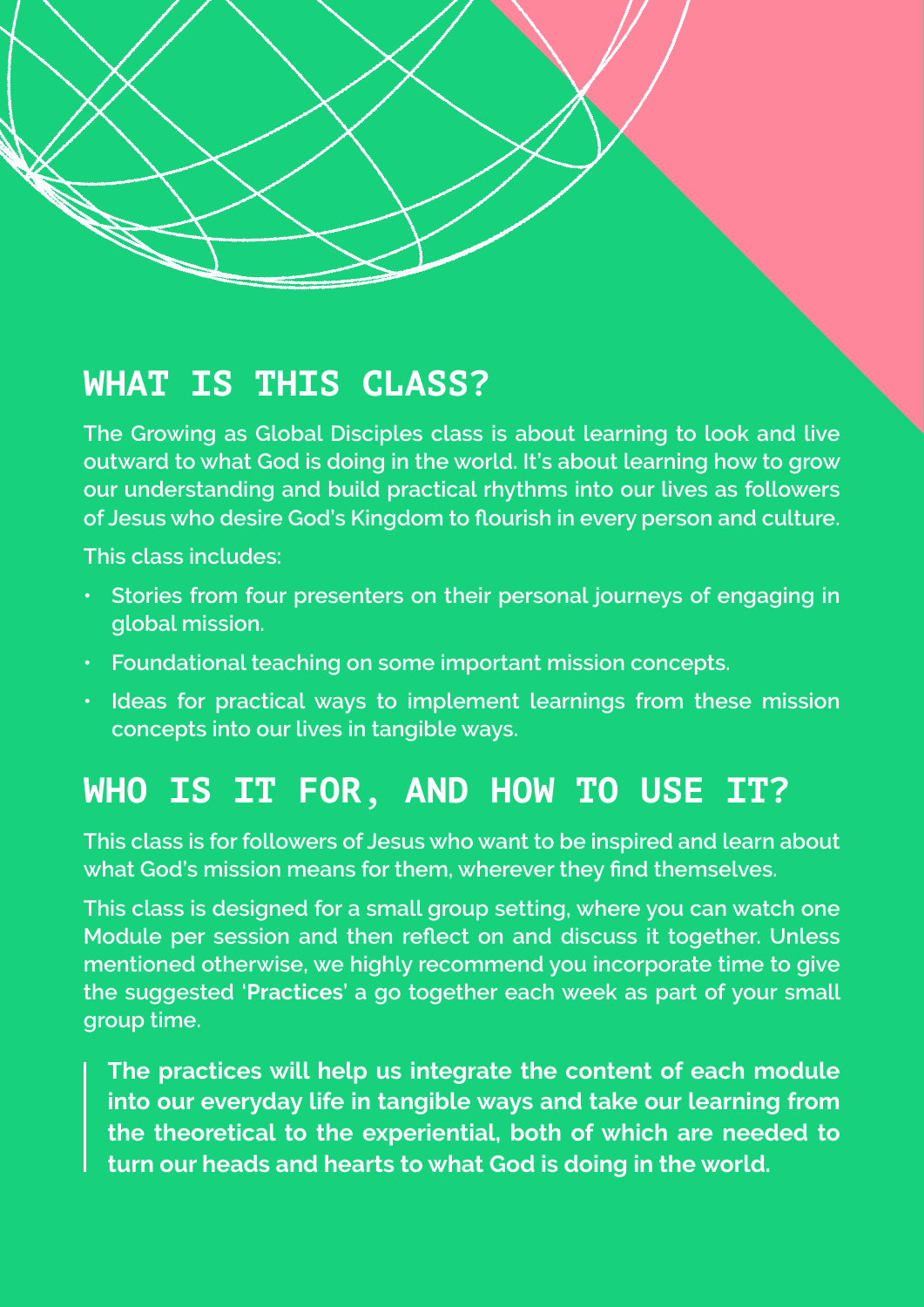## WHAT IS THIS CLASS?

The Growing as Global Disciples class is about learning to look and live outward to what God is doing in the world. It's about learning how to grow our understanding and build practical rhythms into our lives as followers of Jesus who desire God's Kingdom to flourish in every person and culture.

This class includes:

- Stories from four presenters on their personal journeys of engaging in global mission.
- Foundational teaching on some important mission concepts.
- Ideas for practical ways to implement learnings from these mission concepts into our lives in tangible ways.

## WHO IS IT FOR, AND HOW TO USE IT?

This class is for followers of Jesus who want to be inspired and learn about what God's mission means for them, wherever they find themselves.

This class is designed for a small group setting, where you can watch one Module per session and then reflect on and discuss it together. Unless mentioned otherwise, we highly recommend you incorporate time to give the suggested '**Practices**' a go together each week as part of your small group time.

> **The practices will help us integrate the content of each module into our everyday life in tangible ways and take our learning from the theoretical to the experiential, both of which are needed to turn our heads and hearts to what God is doing in the world.**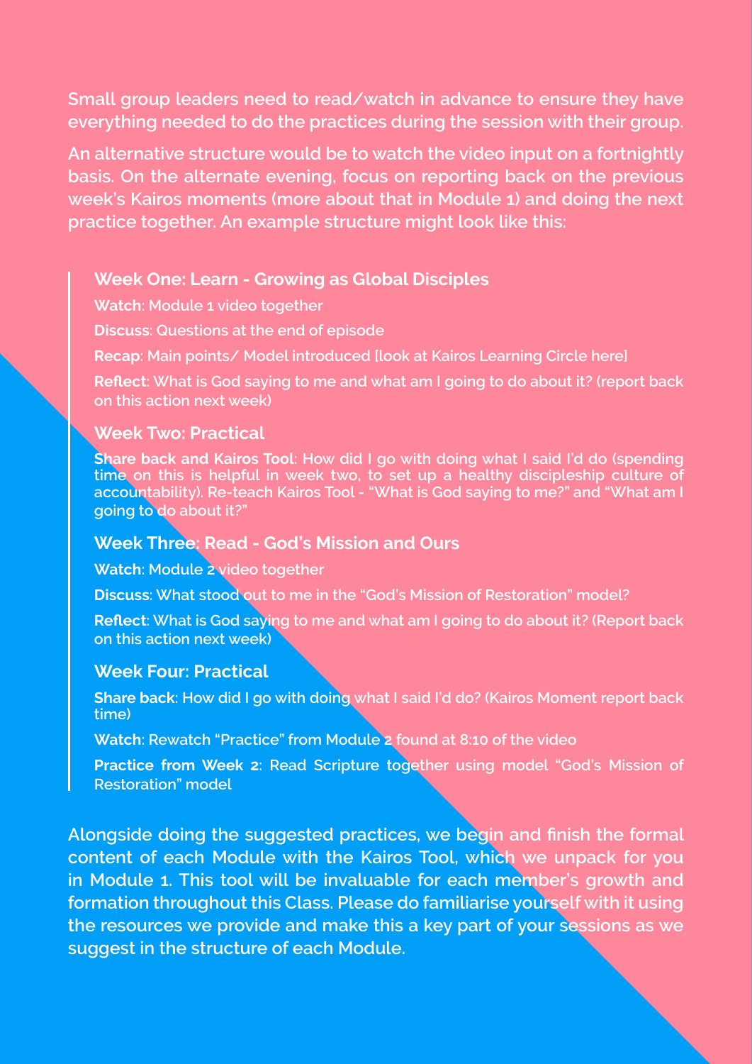Small group leaders need to read/watch in advance to ensure they have everything needed to do the practices during the session with their group.

An alternative structure would be to watch the video input on a fortnightly basis. On the alternate evening, focus on reporting back on the previous week's Kairos moments (more about that in Module 1) and doing the next practice together. An example structure might look like this:

> **Week One: Learn - Growing as Global Disciples**
>
> **Watch**: Module 1 video together
>
> **Discuss**: Questions at the end of episode
>
> **Recap**: Main points/ Model introduced [look at Kairos Learning Circle here]
>
> **Reflect**: What is God saying to me and what am I going to do about it? (report back on this action next week)
>
> **Week Two: Practical**
>
> **Share back and Kairos Tool**: How did I go with doing what I said I'd do (spending time on this is helpful in week two, to set up a healthy discipleship culture of accountability). Re-teach Kairos Tool - "What is God saying to me?" and "What am I going to do about it?"
>
> **Week Three: Read - God's Mission and Ours**
>
> **Watch**: Module 2 video together
>
> **Discuss**: What stood out to me in the "God's Mission of Restoration" model?
>
> **Reflect**: What is God saying to me and what am I going to do about it? (Report back on this action next week)
>
> **Week Four: Practical**
>
> **Share back**: How did I go with doing what I said I'd do? (Kairos Moment report back time)
>
> **Watch**: Rewatch "Practice" from Module 2 found at 8:10 of the video
>
> **Practice from Week 2**: Read Scripture together using model "God's Mission of Restoration" model

Alongside doing the suggested practices, we begin and finish the formal content of each Module with the Kairos Tool, which we unpack for you in Module 1. This tool will be invaluable for each member's growth and formation throughout this Class. Please do familiarise yourself with it using the resources we provide and make this a key part of your sessions as we suggest in the structure of each Module.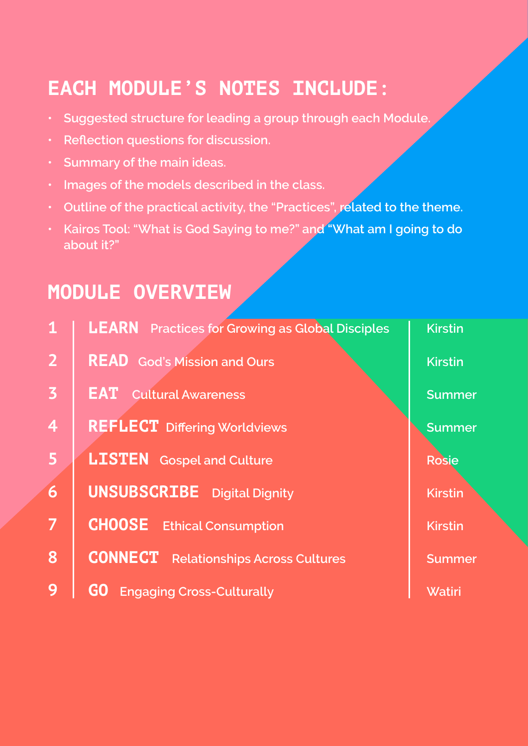## EACH MODULE'S NOTES INCLUDE:

- Suggested structure for leading a group through each Module.
- Reflection questions for discussion.
- Summary of the main ideas.
- Images of the models described in the class.
- Outline of the practical activity, the "Practices", related to the theme.
- Kairos Tool: "What is God Saying to me?" and "What am I going to do about it?"

## MODULE OVERVIEW

| | | |
|---|---|---|
| 1 | **LEARN** Practices for Growing as Global Disciples | Kirstin |
| 2 | **READ** God's Mission and Ours | Kirstin |
| 3 | **EAT** Cultural Awareness | Summer |
| 4 | **REFLECT** Differing Worldviews | Summer |
| 5 | **LISTEN** Gospel and Culture | Rosie |
| 6 | **UNSUBSCRIBE** Digital Dignity | Kirstin |
| 7 | **CHOOSE** Ethical Consumption | Kirstin |
| 8 | **CONNECT** Relationships Across Cultures | Summer |
| 9 | **GO** Engaging Cross-Culturally | Watiri |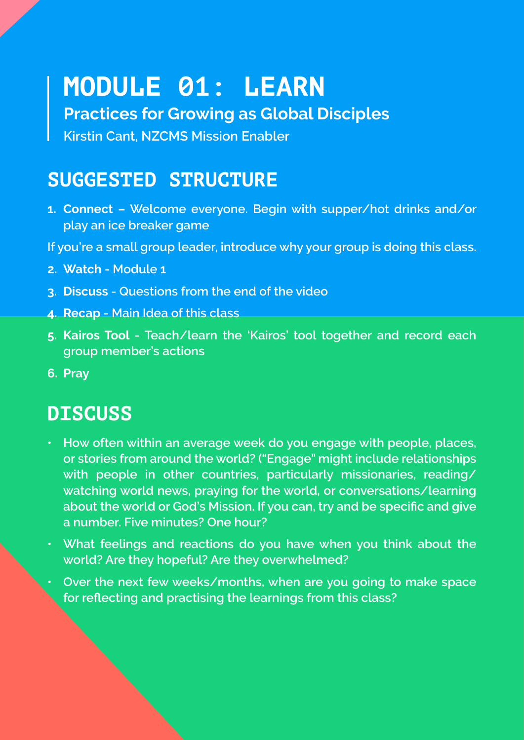# MODULE 01: LEARN

**Practices for Growing as Global Disciples**

Kirstin Cant, NZCMS Mission Enabler

## SUGGESTED STRUCTURE

1. **Connect –** Welcome everyone. Begin with supper/hot drinks and/or play an ice breaker game

If you're a small group leader, introduce why your group is doing this class.

2. **Watch** - Module 1
3. **Discuss** - Questions from the end of the video
4. **Recap** - Main Idea of this class
5. **Kairos Tool** - Teach/learn the 'Kairos' tool together and record each group member's actions
6. **Pray**

## DISCUSS

- How often within an average week do you engage with people, places, or stories from around the world? ("Engage" might include relationships with people in other countries, particularly missionaries, reading/watching world news, praying for the world, or conversations/learning about the world or God's Mission. If you can, try and be specific and give a number. Five minutes? One hour?
- What feelings and reactions do you have when you think about the world? Are they hopeful? Are they overwhelmed?
- Over the next few weeks/months, when are you going to make space for reflecting and practising the learnings from this class?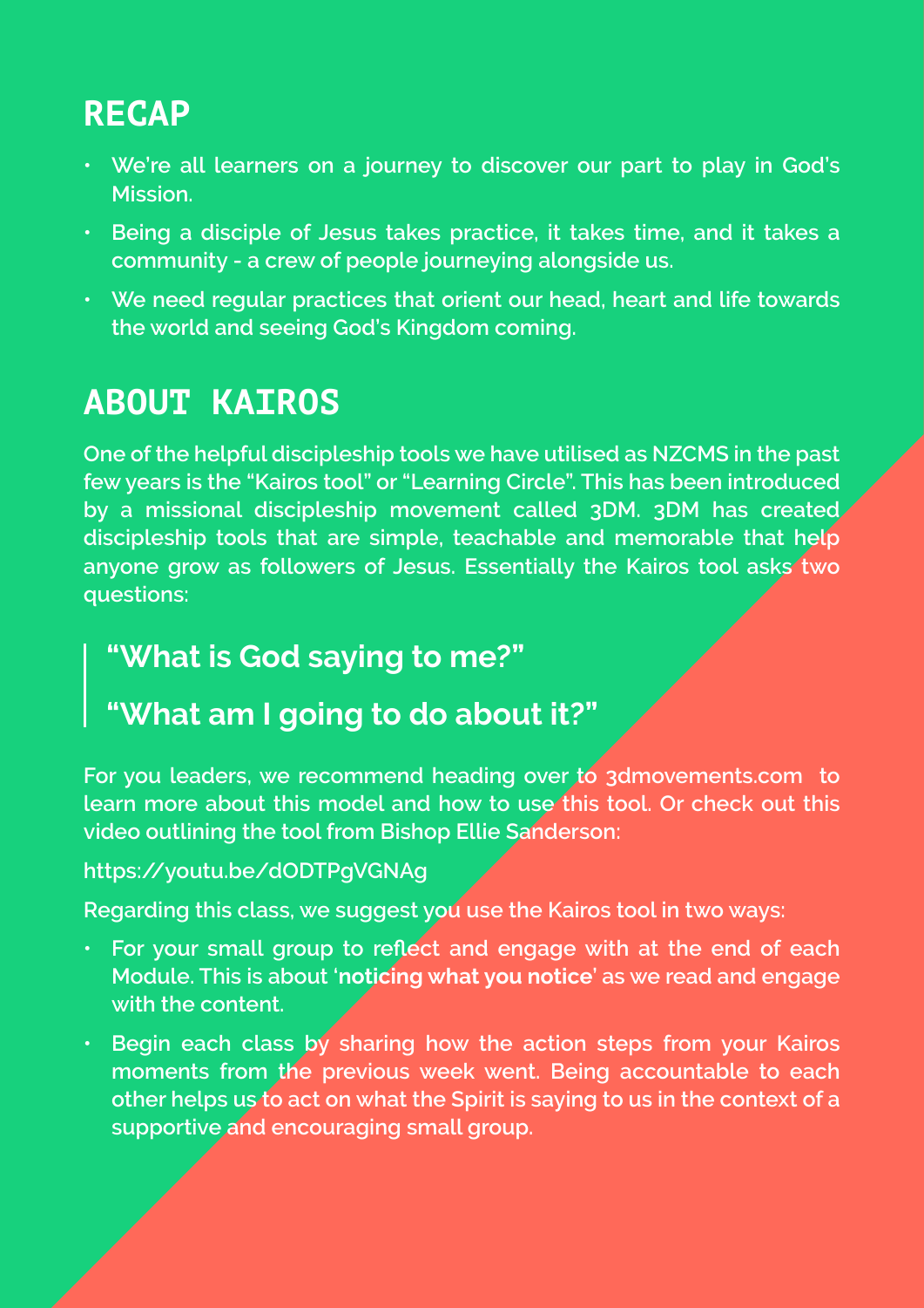## RECAP

- We're all learners on a journey to discover our part to play in God's Mission.
- Being a disciple of Jesus takes practice, it takes time, and it takes a community - a crew of people journeying alongside us.
- We need regular practices that orient our head, heart and life towards the world and seeing God's Kingdom coming.

## ABOUT KAIROS

One of the helpful discipleship tools we have utilised as NZCMS in the past few years is the "Kairos tool" or "Learning Circle". This has been introduced by a missional discipleship movement called 3DM. 3DM has created discipleship tools that are simple, teachable and memorable that help anyone grow as followers of Jesus. Essentially the Kairos tool asks two questions:

> **"What is God saying to me?"**
>
> **"What am I going to do about it?"**

For you leaders, we recommend heading over to 3dmovements.com to learn more about this model and how to use this tool. Or check out this video outlining the tool from Bishop Ellie Sanderson:

https://youtu.be/dODTPgVGNAg

Regarding this class, we suggest you use the Kairos tool in two ways:

- For your small group to reflect and engage with at the end of each Module. This is about '**noticing what you notice**' as we read and engage with the content.
- Begin each class by sharing how the action steps from your Kairos moments from the previous week went. Being accountable to each other helps us to act on what the Spirit is saying to us in the context of a supportive and encouraging small group.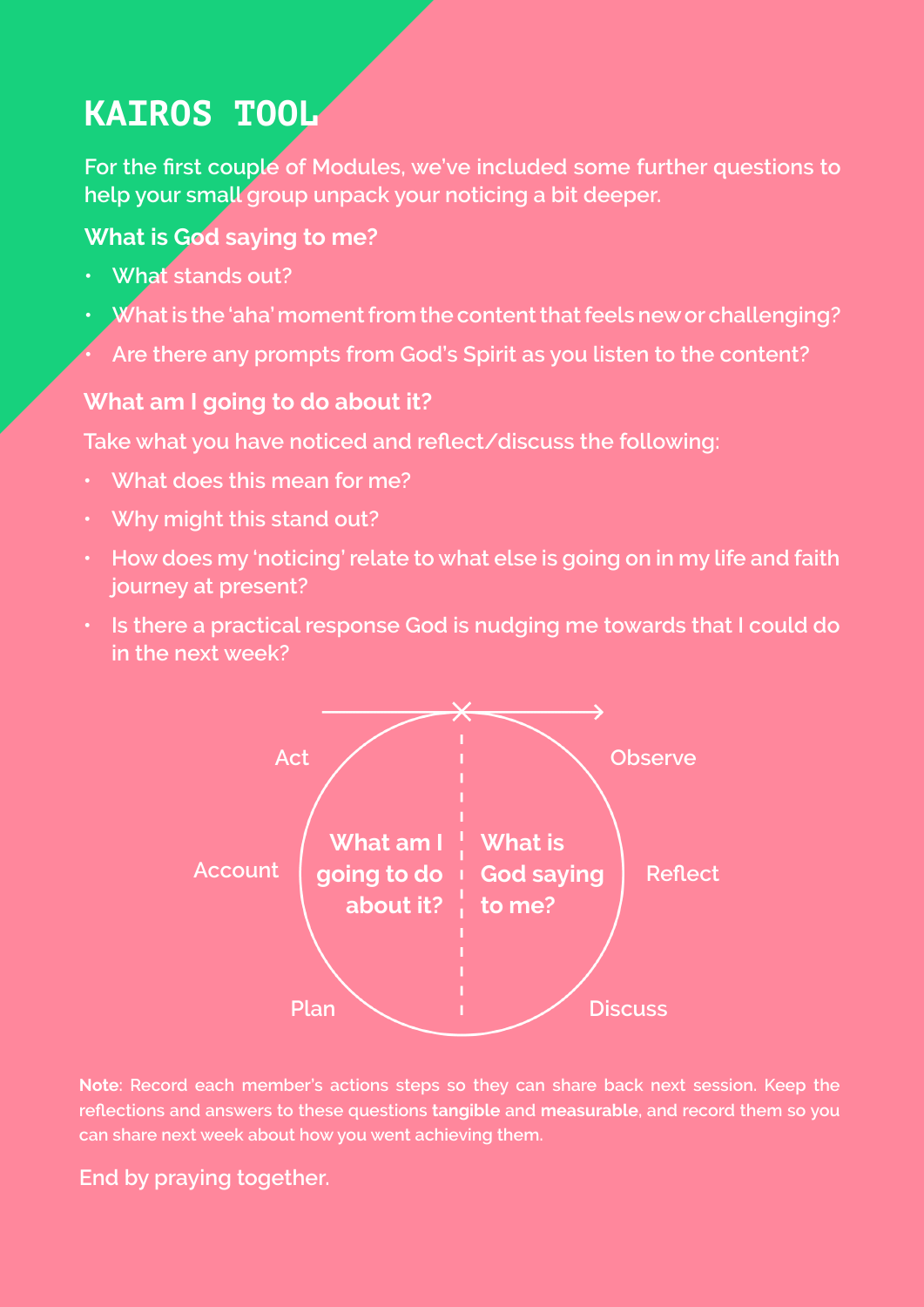# KAIROS TOOL

For the first couple of Modules, we've included some further questions to help your small group unpack your noticing a bit deeper.

**What is God saying to me?**

- What stands out?
- What is the 'aha' moment from the content that feels new or challenging?
- Are there any prompts from God's Spirit as you listen to the content?

**What am I going to do about it?**

Take what you have noticed and reflect/discuss the following:

- What does this mean for me?
- Why might this stand out?
- How does my 'noticing' relate to what else is going on in my life and faith journey at present?
- Is there a practical response God is nudging me towards that I could do in the next week?

Act

Observe

Account

What am I going to do about it?

What is God saying to me?

Reflect

Plan

Discuss

**Note**: Record each member's actions steps so they can share back next session. Keep the reflections and answers to these questions **tangible** and **measurable**, and record them so you can share next week about how you went achieving them.

End by praying together.